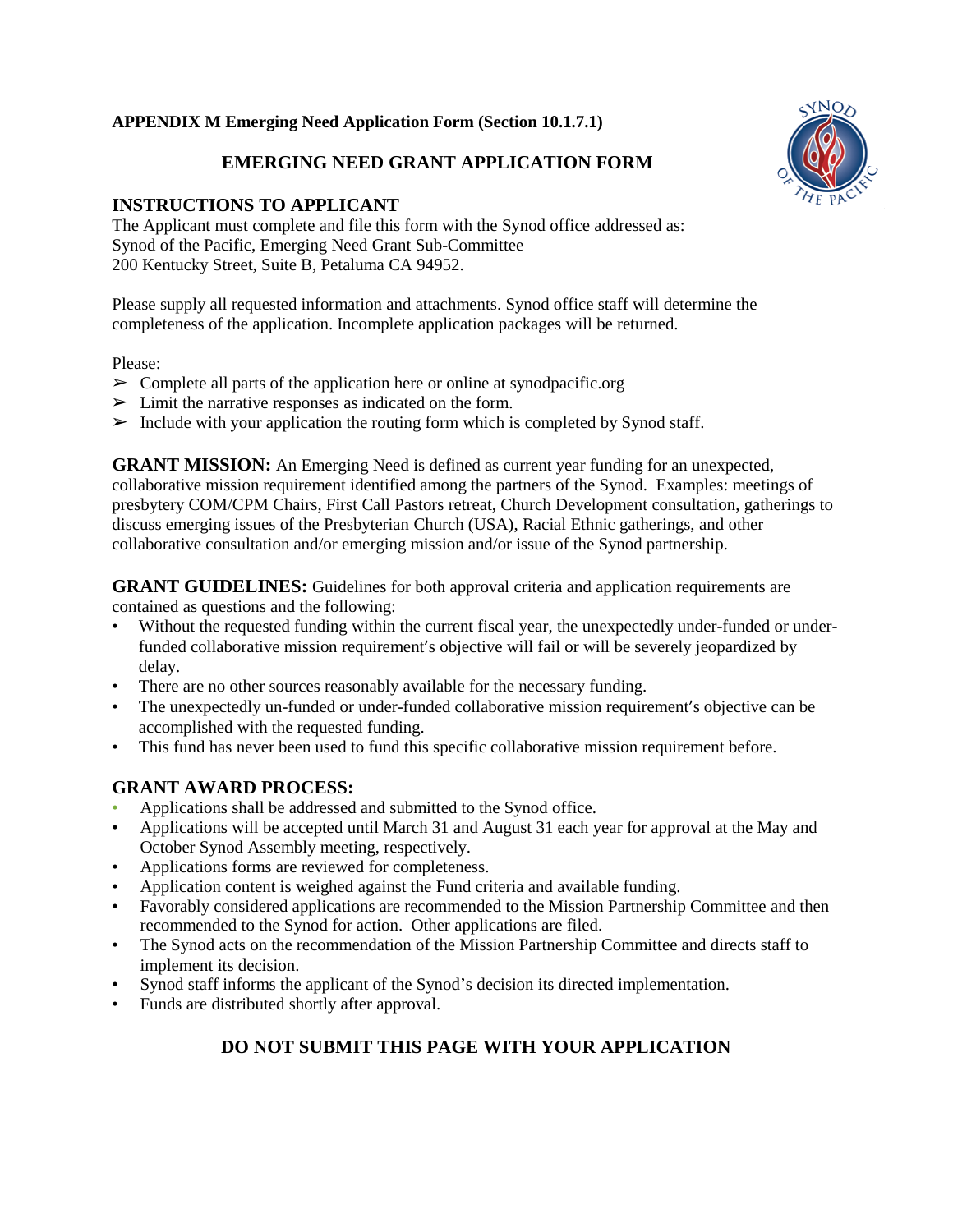**APPENDIX M Emerging Need Application Form (Section 10.1.7.1)**

# EMERGING NEED GRANT APPLICATION FORM

## INSTRUCTIONS TO APPLICANT

The Applicant must complete and file this form with the Synod office addressed as:
Synod of the Pacific, Emerging Need Grant Sub-Committee
200 Kentucky Street, Suite B, Petaluma CA 94952.

Please supply all requested information and attachments. Synod office staff will determine the completeness of the application. Incomplete application packages will be returned.

Please:

- ➢ Complete all parts of the application here or online at synodpacific.org
- ➢ Limit the narrative responses as indicated on the form.
- ➢ Include with your application the routing form which is completed by Synod staff.

**GRANT MISSION:** An Emerging Need is defined as current year funding for an unexpected, collaborative mission requirement identified among the partners of the Synod. Examples: meetings of presbytery COM/CPM Chairs, First Call Pastors retreat, Church Development consultation, gatherings to discuss emerging issues of the Presbyterian Church (USA), Racial Ethnic gatherings, and other collaborative consultation and/or emerging mission and/or issue of the Synod partnership.

**GRANT GUIDELINES:** Guidelines for both approval criteria and application requirements are contained as questions and the following:

- Without the requested funding within the current fiscal year, the unexpectedly under-funded or under-funded collaborative mission requirement′s objective will fail or will be severely jeopardized by delay.
- There are no other sources reasonably available for the necessary funding.
- The unexpectedly un-funded or under-funded collaborative mission requirement′s objective can be accomplished with the requested funding.
- This fund has never been used to fund this specific collaborative mission requirement before.

## GRANT AWARD PROCESS:

- Applications shall be addressed and submitted to the Synod office.
- Applications will be accepted until March 31 and August 31 each year for approval at the May and October Synod Assembly meeting, respectively.
- Applications forms are reviewed for completeness.
- Application content is weighed against the Fund criteria and available funding.
- Favorably considered applications are recommended to the Mission Partnership Committee and then recommended to the Synod for action. Other applications are filed.
- The Synod acts on the recommendation of the Mission Partnership Committee and directs staff to implement its decision.
- Synod staff informs the applicant of the Synod's decision its directed implementation.
- Funds are distributed shortly after approval.

**DO NOT SUBMIT THIS PAGE WITH YOUR APPLICATION**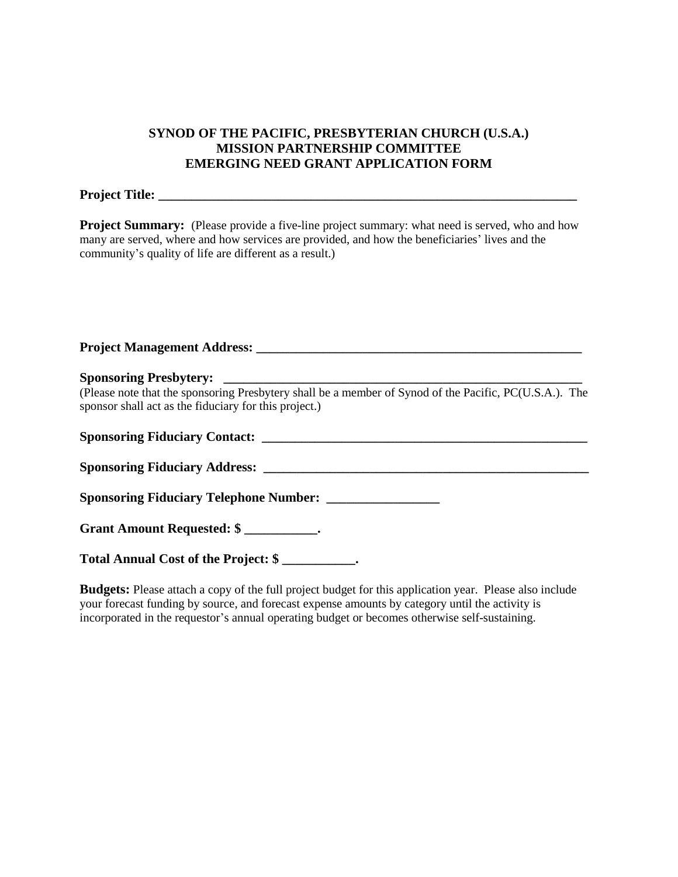# SYNOD OF THE PACIFIC, PRESBYTERIAN CHURCH (U.S.A.)
## MISSION PARTNERSHIP COMMITTEE
## EMERGING NEED GRANT APPLICATION FORM

**Project Title: ___________________________________________________________________**

**Project Summary:** (Please provide a five-line project summary: what need is served, who and how many are served, where and how services are provided, and how the beneficiaries' lives and the community's quality of life are different as a result.)

**Project Management Address: ____________________________________________________**

**Sponsoring Presbytery: ________________________________________________________**

(Please note that the sponsoring Presbytery shall be a member of Synod of the Pacific, PC(U.S.A.). The sponsor shall act as the fiduciary for this project.)

**Sponsoring Fiduciary Contact: ________________________________________________**

**Sponsoring Fiduciary Address: ________________________________________________**

**Sponsoring Fiduciary Telephone Number: ________________**

**Grant Amount Requested: $ ___________.**

**Total Annual Cost of the Project: $ ___________.**

**Budgets:** Please attach a copy of the full project budget for this application year. Please also include your forecast funding by source, and forecast expense amounts by category until the activity is incorporated in the requestor's annual operating budget or becomes otherwise self-sustaining.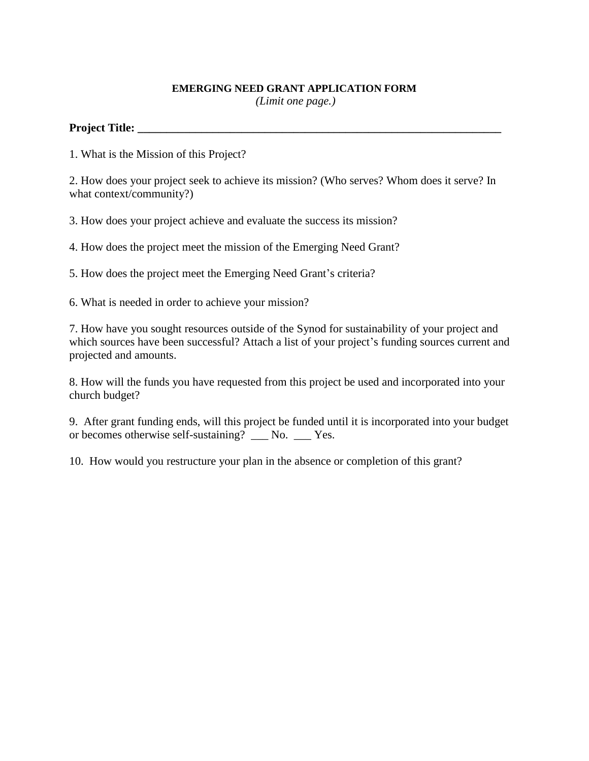**EMERGING NEED GRANT APPLICATION FORM**

*(Limit one page.)*

**Project Title: ________________________________________________________________**

1. What is the Mission of this Project?

2. How does your project seek to achieve its mission? (Who serves? Whom does it serve? In what context/community?)

3. How does your project achieve and evaluate the success its mission?

4. How does the project meet the mission of the Emerging Need Grant?

5. How does the project meet the Emerging Need Grant's criteria?

6. What is needed in order to achieve your mission?

7. How have you sought resources outside of the Synod for sustainability of your project and which sources have been successful? Attach a list of your project's funding sources current and projected and amounts.

8. How will the funds you have requested from this project be used and incorporated into your church budget?

9. After grant funding ends, will this project be funded until it is incorporated into your budget or becomes otherwise self-sustaining? ___ No. ___ Yes.

10. How would you restructure your plan in the absence or completion of this grant?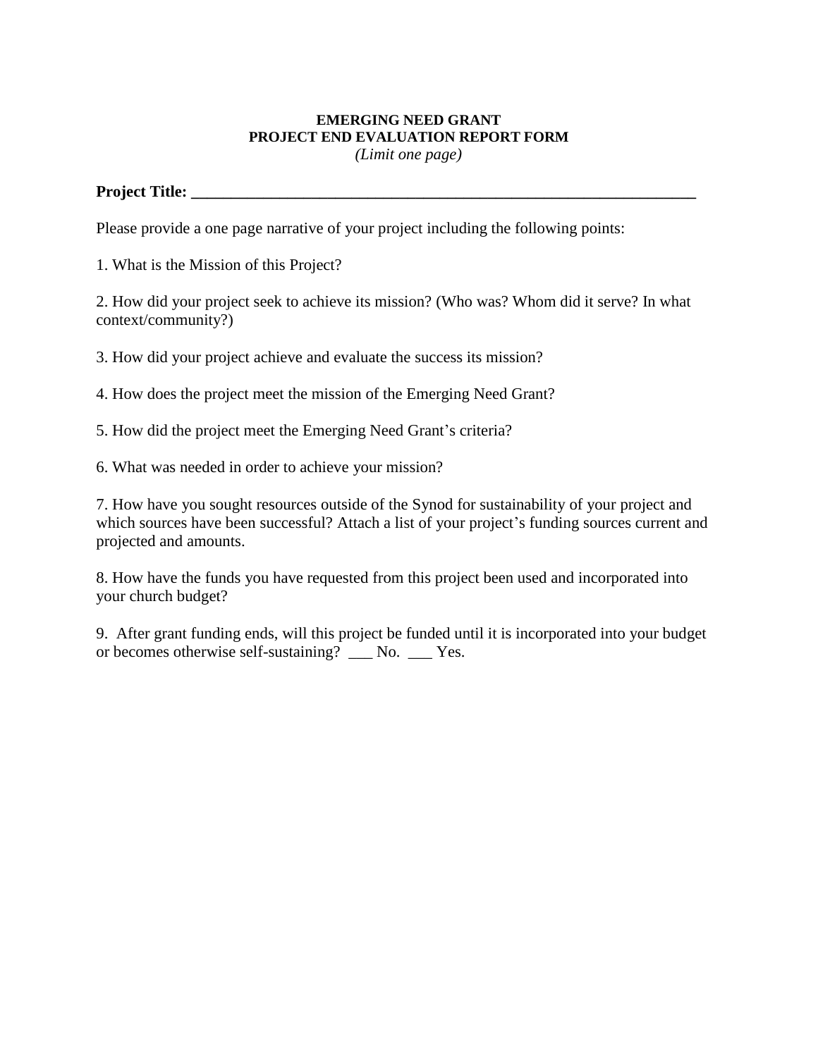**EMERGING NEED GRANT**
**PROJECT END EVALUATION REPORT FORM**
*(Limit one page)*

**Project Title: ________________________________________________________________**

Please provide a one page narrative of your project including the following points:

1. What is the Mission of this Project?

2. How did your project seek to achieve its mission? (Who was? Whom did it serve? In what context/community?)

3. How did your project achieve and evaluate the success its mission?

4. How does the project meet the mission of the Emerging Need Grant?

5. How did the project meet the Emerging Need Grant's criteria?

6. What was needed in order to achieve your mission?

7. How have you sought resources outside of the Synod for sustainability of your project and which sources have been successful? Attach a list of your project's funding sources current and projected and amounts.

8. How have the funds you have requested from this project been used and incorporated into your church budget?

9. After grant funding ends, will this project be funded until it is incorporated into your budget or becomes otherwise self-sustaining? ___ No. ___ Yes.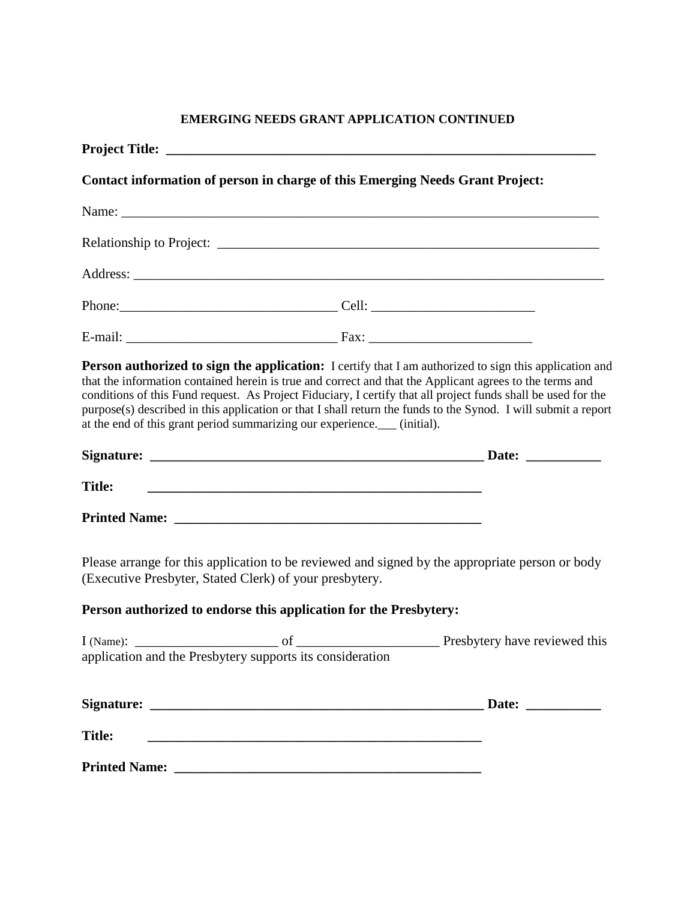**EMERGING NEEDS GRANT APPLICATION CONTINUED**

**Project Title: ___________________________________________________________________**

**Contact information of person in charge of this Emerging Needs Grant Project:**

Name: _________________________________________________________________________

Relationship to Project: _____________________________________________________________

Address: _______________________________________________________________________

Phone:________________________________ Cell: ________________________

E-mail: _______________________________ Fax: ________________________

**Person authorized to sign the application:** I certify that I am authorized to sign this application and that the information contained herein is true and correct and that the Applicant agrees to the terms and conditions of this Fund request. As Project Fiduciary, I certify that all project funds shall be used for the purpose(s) described in this application or that I shall return the funds to the Synod. I will submit a report at the end of this grant period summarizing our experience.___ (initial).

**Signature: ___________________________________________________ Date: ___________**

**Title: ___________________________________________________**

**Printed Name: _____________________________________________**

Please arrange for this application to be reviewed and signed by the appropriate person or body (Executive Presbyter, Stated Clerk) of your presbytery.

**Person authorized to endorse this application for the Presbytery:**

I (Name): ______________________ of _____________________ Presbytery have reviewed this application and the Presbytery supports its consideration

**Signature: ___________________________________________________ Date: ___________**

**Title: ___________________________________________________**

**Printed Name: _____________________________________________**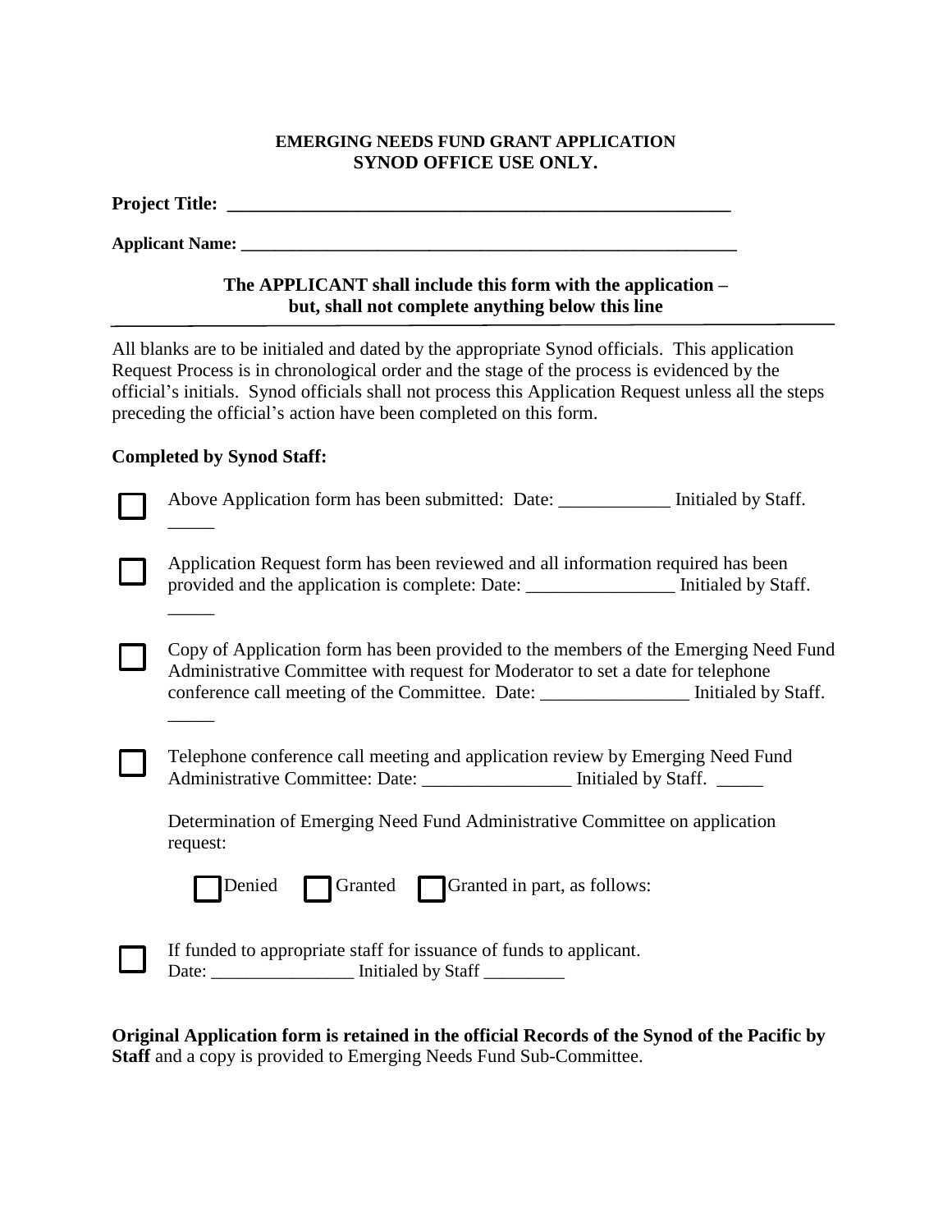**EMERGING NEEDS FUND GRANT APPLICATION**
**SYNOD OFFICE USE ONLY.**

**Project Title:** ______________________________________________________

**Applicant Name:** ______________________________________________________

**The APPLICANT shall include this form with the application – but, shall not complete anything below this line**

---

All blanks are to be initialed and dated by the appropriate Synod officials. This application Request Process is in chronological order and the stage of the process is evidenced by the official's initials. Synod officials shall not process this Application Request unless all the steps preceding the official's action have been completed on this form.

**Completed by Synod Staff:**

- ☐ Above Application form has been submitted: Date: ____________ Initialed by Staff. _____

- ☐ Application Request form has been reviewed and all information required has been provided and the application is complete: Date: ________________ Initialed by Staff. _____

- ☐ Copy of Application form has been provided to the members of the Emerging Need Fund Administrative Committee with request for Moderator to set a date for telephone conference call meeting of the Committee. Date: ________________ Initialed by Staff. _____

- ☐ Telephone conference call meeting and application review by Emerging Need Fund Administrative Committee: Date: ________________ Initialed by Staff. _____

  Determination of Emerging Need Fund Administrative Committee on application request:

  ☐ Denied ☐ Granted ☐ Granted in part, as follows:

- ☐ If funded to appropriate staff for issuance of funds to applicant.
  Date: ________________ Initialed by Staff _________

**Original Application form is retained in the official Records of the Synod of the Pacific by Staff** and a copy is provided to Emerging Needs Fund Sub-Committee.